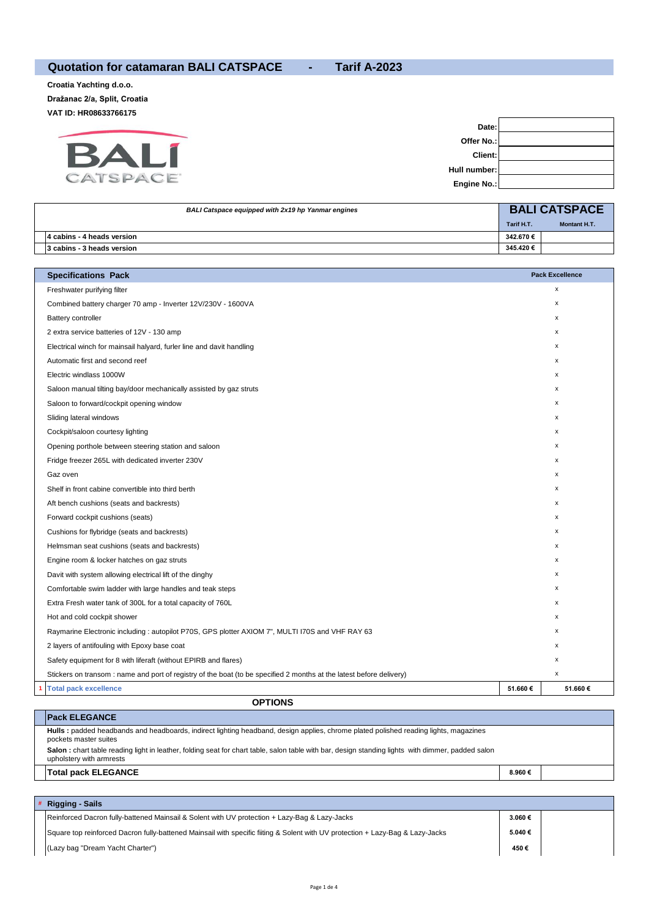# Quotation for catamaran BALI CATSPACE - Tarif A-2023

**Croatia Yachting d.o.o.**
**Dražanac 2/a, Split, Croatia**
**VAT ID: HR08633766175**

BALI CATSPACE

| | |
|---|---|
| **Date:** | |
| **Offer No.:** | |
| **Client:** | |
| **Hull number:** | |
| **Engine No.:** | |

| *BALI Catspace equipped with 2x19 hp Yanmar engines* | **BALI CATSPACE** | |
|---|---|---|
| | **Tarif H.T.** | **Montant H.T.** |
| **4 cabins - 4 heads version** | **342.670 €** | |
| **3 cabins - 3 heads version** | **345.420 €** | |

| **Specifications Pack** | **Pack Excellence** | |
|---|---|---|
| Freshwater purifying filter | x | |
| Combined battery charger 70 amp - Inverter 12V/230V - 1600VA | x | |
| Battery controller | x | |
| 2 extra service batteries of 12V - 130 amp | x | |
| Electrical winch for mainsail halyard, furler line and davit handling | x | |
| Automatic first and second reef | x | |
| Electric windlass 1000W | x | |
| Saloon manual tilting bay/door mechanically assisted by gaz struts | x | |
| Saloon to forward/cockpit opening window | x | |
| Sliding lateral windows | x | |
| Cockpit/saloon courtesy lighting | x | |
| Opening porthole between steering station and saloon | x | |
| Fridge freezer 265L with dedicated inverter 230V | x | |
| Gaz oven | x | |
| Shelf in front cabine convertible into third berth | x | |
| Aft bench cushions (seats and backrests) | x | |
| Forward cockpit cushions (seats) | x | |
| Cushions for flybridge (seats and backrests) | x | |
| Helmsman seat cushions (seats and backrests) | x | |
| Engine room & locker hatches on gaz struts | x | |
| Davit with system allowing electrical lift of the dinghy | x | |
| Comfortable swim ladder with large handles and teak steps | x | |
| Extra Fresh water tank of 300L for a total capacity of 760L | x | |
| Hot and cold cockpit shower | x | |
| Raymarine Electronic including : autopilot P70S, GPS plotter AXIOM 7", MULTI I70S and VHF RAY 63 | x | |
| 2 layers of antifouling with Epoxy base coat | x | |
| Safety equipment for 8 with liferaft (without EPIRB and flares) | x | |
| Stickers on transom : name and port of registry of the boat (to be specified 2 months at the latest before delivery) | x | |
| 1 **Total pack excellence** | **51.660 €** | **51.660 €** |

## OPTIONS

| **Pack ELEGANCE** | | |
|---|---|---|
| **Hulls :** padded headbands and headboards, indirect lighting headband, design applies, chrome plated polished reading lights, magazines pockets master suites | | |
| **Salon :** chart table reading light in leather, folding seat for chart table, salon table with bar, design standing lights with dimmer, padded salon upholstery with armrests | | |
| **Total pack ELEGANCE** | **8.960 €** | |

| # **Rigging - Sails** | | |
|---|---|---|
| Reinforced Dacron fully-battened Mainsail & Solent with UV protection + Lazy-Bag & Lazy-Jacks | **3.060 €** | |
| Square top reinforced Dacron fully-battened Mainsail with specific fiiting & Solent with UV protection + Lazy-Bag & Lazy-Jacks | **5.040 €** | |
| (Lazy bag "Dream Yacht Charter") | **450 €** | |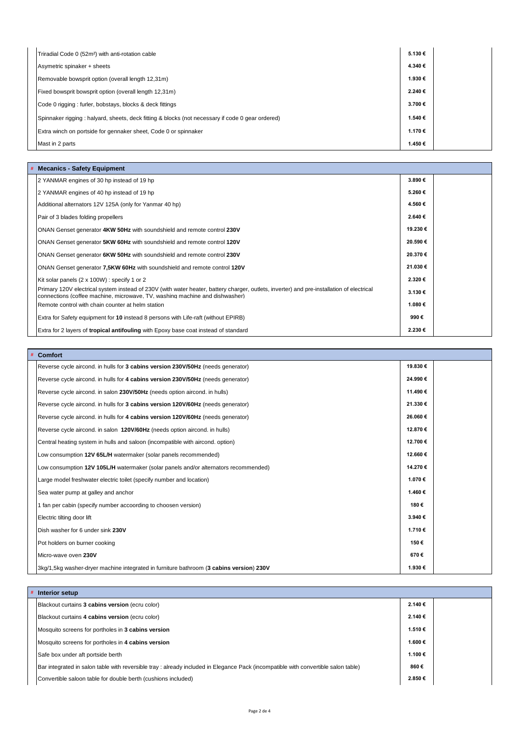| | | |
|---|---|---|
| Triradial Code 0 (52m²) with anti-rotation cable | 5.130 € | |
| Asymetric spinaker + sheets | 4.340 € | |
| Removable bowsprit option (overall length 12,31m) | 1.930 € | |
| Fixed bowsprit bowsprit option (overall length 12,31m) | 2.240 € | |
| Code 0 rigging : furler, bobstays, blocks & deck fittings | 3.700 € | |
| Spinnaker rigging : halyard, sheets, deck fitting & blocks (not necessary if code 0 gear ordered) | 1.540 € | |
| Extra winch on portside for gennaker sheet, Code 0 or spinnaker | 1.170 € | |
| Mast in 2 parts | 1.450 € | |

| # Mecanics - Safety Equipment | | |
|---|---|---|
| 2 YANMAR engines of 30 hp instead of 19 hp | 3.890 € | |
| 2 YANMAR engines of 40 hp instead of 19 hp | 5.260 € | |
| Additional alternators 12V 125A (only for Yanmar 40 hp) | 4.560 € | |
| Pair of 3 blades folding propellers | 2.640 € | |
| ONAN Genset generator **4KW 50Hz** with soundshield and remote control **230V** | 19.230 € | |
| ONAN Genset generator **5KW 60Hz** with soundshield and remote control **120V** | 20.590 € | |
| ONAN Genset generator **6KW 50Hz** with soundshield and remote control **230V** | 20.370 € | |
| ONAN Genset generator **7,5KW 60Hz** with soundshield and remote control **120V** | 21.030 € | |
| Kit solar panels (2 x 100W) : specify 1 or 2 | 2.320 € | |
| Primary 120V electrical system instead of 230V (with water heater, battery charger, outlets, inverter) and pre-installation of electrical connections (coffee machine, microwave, TV, washing machine and dishwasher) | 3.130 € | |
| Remote control with chain counter at helm station | 1.080 € | |
| Extra for Safety equipment for **10** instead 8 persons with Life-raft (without EPIRB) | 990 € | |
| Extra for 2 layers of **tropical antifouling** with Epoxy base coat instead of standard | 2.230 € | |

| # Comfort | | |
|---|---|---|
| Reverse cycle aircond. in hulls for **3 cabins version 230V/50Hz** (needs generator) | 19.830 € | |
| Reverse cycle aircond. in hulls for **4 cabins version 230V/50Hz** (needs generator) | 24.990 € | |
| Reverse cycle aircond. in salon **230V/50Hz** (needs option aircond. in hulls) | 11.490 € | |
| Reverse cycle aircond. in hulls for **3 cabins version 120V/60Hz** (needs generator) | 21.330 € | |
| Reverse cycle aircond. in hulls for **4 cabins version 120V/60Hz** (needs generator) | 26.060 € | |
| Reverse cycle aircond. in salon **120V/60Hz** (needs option aircond. in hulls) | 12.870 € | |
| Central heating system in hulls and saloon (incompatible with aircond. option) | 12.700 € | |
| Low consumption **12V 65L/H** watermaker (solar panels recommended) | 12.660 € | |
| Low consumption **12V 105L/H** watermaker (solar panels and/or alternators recommended) | 14.270 € | |
| Large model freshwater electric toilet (specify number and location) | 1.070 € | |
| Sea water pump at galley and anchor | 1.460 € | |
| 1 fan per cabin (specify number accoording to choosen version) | 180 € | |
| Electric tilting door lift | 3.940 € | |
| Dish washer for 6 under sink **230V** | 1.710 € | |
| Pot holders on burner cooking | 150 € | |
| Micro-wave oven **230V** | 670 € | |
| 3kg/1,5kg washer-dryer machine integrated in furniture bathroom (**3 cabins version**) **230V** | 1.930 € | |

| # Interior setup | | |
|---|---|---|
| Blackout curtains **3 cabins version** (ecru color) | 2.140 € | |
| Blackout curtains **4 cabins version** (ecru color) | 2.140 € | |
| Mosquito screens for portholes in **3 cabins version** | 1.510 € | |
| Mosquito screens for portholes in **4 cabins version** | 1.600 € | |
| Safe box under aft portside berth | 1.100 € | |
| Bar integrated in salon table with reversible tray : already included in Elegance Pack (incompatible with convertible salon table) | 860 € | |
| Convertible saloon table for double berth (cushions included) | 2.850 € | |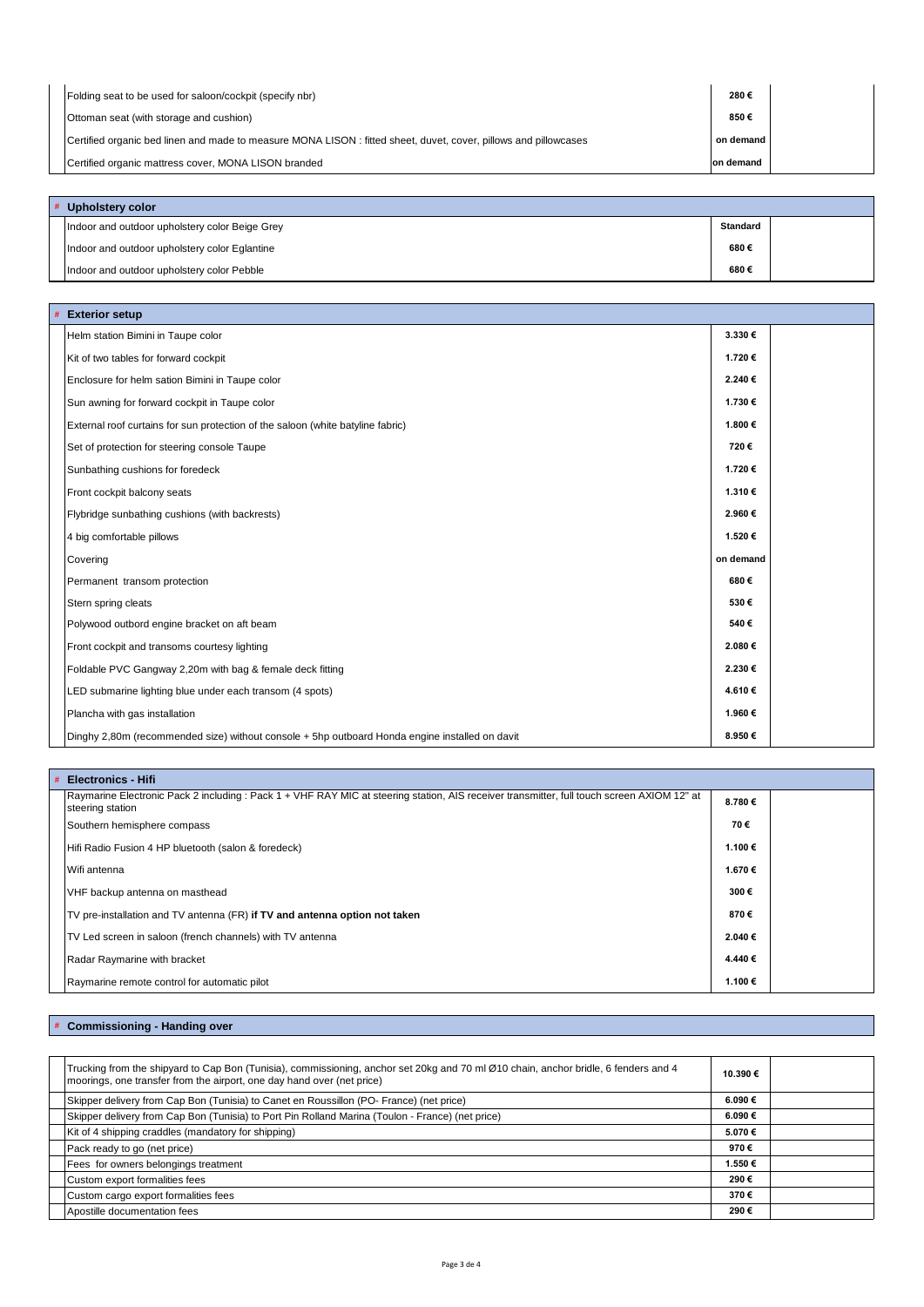| | | |
|---|---|---|
| Folding seat to be used for saloon/cockpit (specify nbr) | 280 € | |
| Ottoman seat (with storage and cushion) | 850 € | |
| Certified organic bed linen and made to measure MONA LISON : fitted sheet, duvet, cover, pillows and pillowcases | on demand | |
| Certified organic mattress cover, MONA LISON branded | on demand | |

| # Upholstery color | | |
|---|---|---|
| Indoor and outdoor upholstery color Beige Grey | Standard | |
| Indoor and outdoor upholstery color Eglantine | 680 € | |
| Indoor and outdoor upholstery color Pebble | 680 € | |

| # Exterior setup | | |
|---|---|---|
| Helm station Bimini in Taupe color | 3.330 € | |
| Kit of two tables for forward cockpit | 1.720 € | |
| Enclosure for helm sation Bimini in Taupe color | 2.240 € | |
| Sun awning for forward cockpit in Taupe color | 1.730 € | |
| External roof curtains for sun protection of the saloon (white batyline fabric) | 1.800 € | |
| Set of protection for steering console Taupe | 720 € | |
| Sunbathing cushions for foredeck | 1.720 € | |
| Front cockpit balcony seats | 1.310 € | |
| Flybridge sunbathing cushions (with backrests) | 2.960 € | |
| 4 big comfortable pillows | 1.520 € | |
| Covering | on demand | |
| Permanent transom protection | 680 € | |
| Stern spring cleats | 530 € | |
| Polywood outbord engine bracket on aft beam | 540 € | |
| Front cockpit and transoms courtesy lighting | 2.080 € | |
| Foldable PVC Gangway 2,20m with bag & female deck fitting | 2.230 € | |
| LED submarine lighting blue under each transom (4 spots) | 4.610 € | |
| Plancha with gas installation | 1.960 € | |
| Dinghy 2,80m (recommended size) without console + 5hp outboard Honda engine installed on davit | 8.950 € | |

| # Electronics - Hifi | | |
|---|---|---|
| Raymarine Electronic Pack 2 including : Pack 1 + VHF RAY MIC at steering station, AIS receiver transmitter, full touch screen AXIOM 12" at steering station | 8.780 € | |
| Southern hemisphere compass | 70 € | |
| Hifi Radio Fusion 4 HP bluetooth (salon & foredeck) | 1.100 € | |
| Wifi antenna | 1.670 € | |
| VHF backup antenna on masthead | 300 € | |
| TV pre-installation and TV antenna (FR) **if TV and antenna option not taken** | 870 € | |
| TV Led screen in saloon (french channels) with TV antenna | 2.040 € | |
| Radar Raymarine with bracket | 4.440 € | |
| Raymarine remote control for automatic pilot | 1.100 € | |

| # Commissioning - Handing over | | |
|---|---|---|
| Trucking from the shipyard to Cap Bon (Tunisia), commissioning, anchor set 20kg and 70 ml Ø10 chain, anchor bridle, 6 fenders and 4 moorings, one transfer from the airport, one day hand over (net price) | 10.390 € | |
| Skipper delivery from Cap Bon (Tunisia) to Canet en Roussillon (PO- France) (net price) | 6.090 € | |
| Skipper delivery from Cap Bon (Tunisia) to Port Pin Rolland Marina (Toulon - France) (net price) | 6.090 € | |
| Kit of 4 shipping craddles (mandatory for shipping) | 5.070 € | |
| Pack ready to go (net price) | 970 € | |
| Fees for owners belongings treatment | 1.550 € | |
| Custom export formalities fees | 290 € | |
| Custom cargo export formalities fees | 370 € | |
| Apostille documentation fees | 290 € | |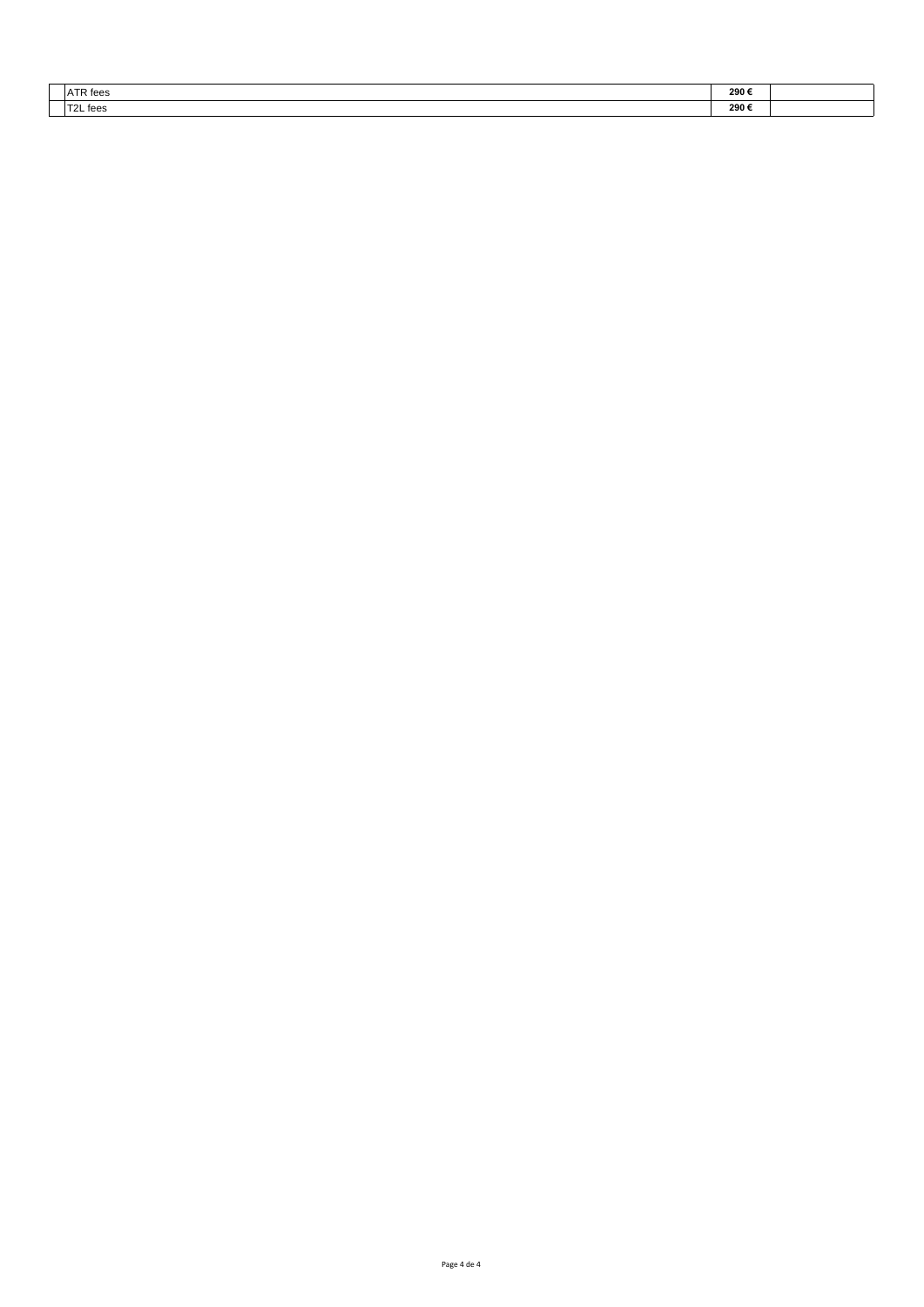| | | | |
|---|---|---|---|
| | ATR fees | **290 €** | |
| | T2L fees | **290 €** | |